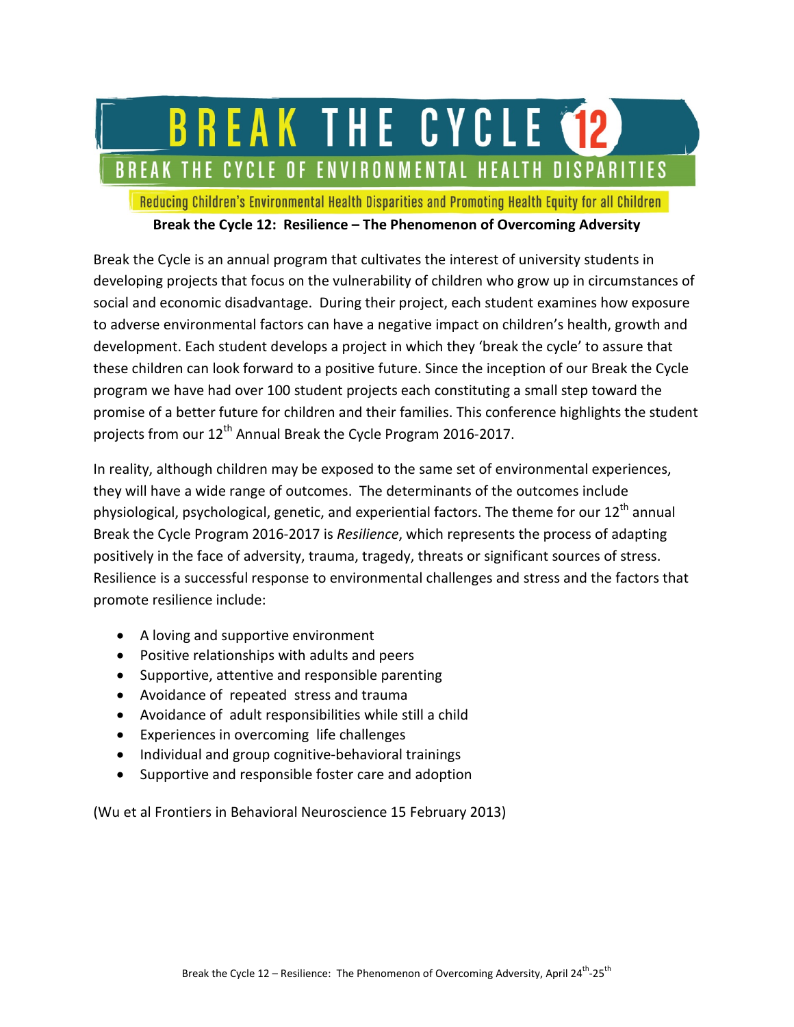# BREAK THE CYCLE 12

## BREAK THE CYCLE OF ENVIRONMENTAL HEALTH DISPARITIES

Reducing Children's Environmental Health Disparities and Promoting Health Equity for all Children

**Break the Cycle 12: Resilience – The Phenomenon of Overcoming Adversity**

Break the Cycle is an annual program that cultivates the interest of university students in developing projects that focus on the vulnerability of children who grow up in circumstances of social and economic disadvantage. During their project, each student examines how exposure to adverse environmental factors can have a negative impact on children's health, growth and development. Each student develops a project in which they 'break the cycle' to assure that these children can look forward to a positive future. Since the inception of our Break the Cycle program we have had over 100 student projects each constituting a small step toward the promise of a better future for children and their families. This conference highlights the student projects from our 12th Annual Break the Cycle Program 2016-2017.

In reality, although children may be exposed to the same set of environmental experiences, they will have a wide range of outcomes. The determinants of the outcomes include physiological, psychological, genetic, and experiential factors. The theme for our 12th annual Break the Cycle Program 2016-2017 is *Resilience*, which represents the process of adapting positively in the face of adversity, trauma, tragedy, threats or significant sources of stress. Resilience is a successful response to environmental challenges and stress and the factors that promote resilience include:

- A loving and supportive environment
- Positive relationships with adults and peers
- Supportive, attentive and responsible parenting
- Avoidance of repeated stress and trauma
- Avoidance of adult responsibilities while still a child
- Experiences in overcoming life challenges
- Individual and group cognitive-behavioral trainings
- Supportive and responsible foster care and adoption

(Wu et al Frontiers in Behavioral Neuroscience 15 February 2013)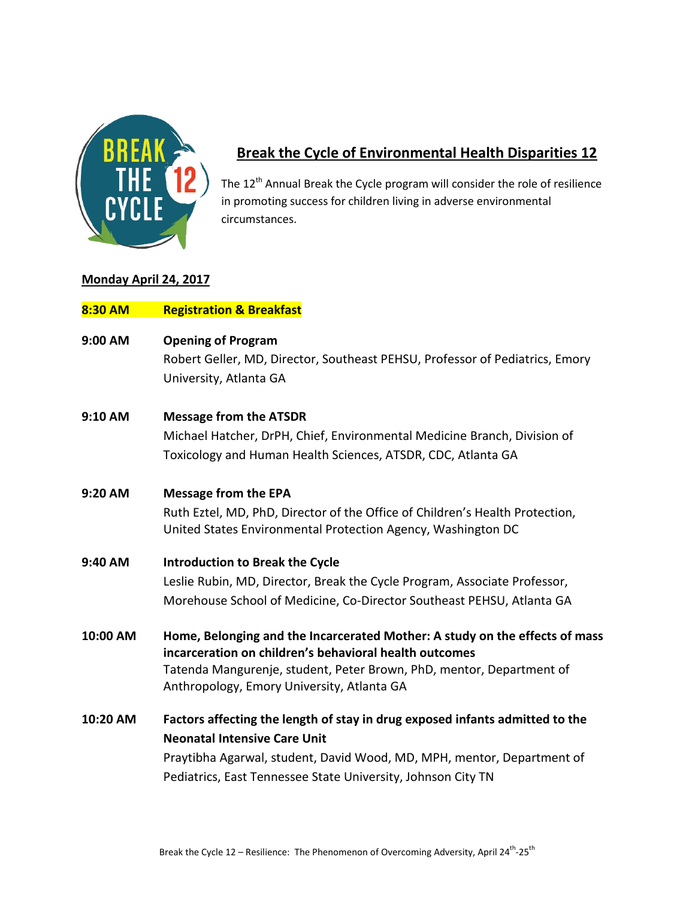# Break the Cycle of Environmental Health Disparities 12

The 12th Annual Break the Cycle program will consider the role of resilience in promoting success for children living in adverse environmental circumstances.

**Monday April 24, 2017**

**8:30 AM Registration & Breakfast**

**9:00 AM Opening of Program**
Robert Geller, MD, Director, Southeast PEHSU, Professor of Pediatrics, Emory University, Atlanta GA

**9:10 AM Message from the ATSDR**
Michael Hatcher, DrPH, Chief, Environmental Medicine Branch, Division of Toxicology and Human Health Sciences, ATSDR, CDC, Atlanta GA

**9:20 AM Message from the EPA**
Ruth Eztel, MD, PhD, Director of the Office of Children's Health Protection, United States Environmental Protection Agency, Washington DC

**9:40 AM Introduction to Break the Cycle**
Leslie Rubin, MD, Director, Break the Cycle Program, Associate Professor, Morehouse School of Medicine, Co-Director Southeast PEHSU, Atlanta GA

**10:00 AM Home, Belonging and the Incarcerated Mother: A study on the effects of mass incarceration on children's behavioral health outcomes**
Tatenda Mangurenje, student, Peter Brown, PhD, mentor, Department of Anthropology, Emory University, Atlanta GA

**10:20 AM Factors affecting the length of stay in drug exposed infants admitted to the Neonatal Intensive Care Unit**
Praytibha Agarwal, student, David Wood, MD, MPH, mentor, Department of Pediatrics, East Tennessee State University, Johnson City TN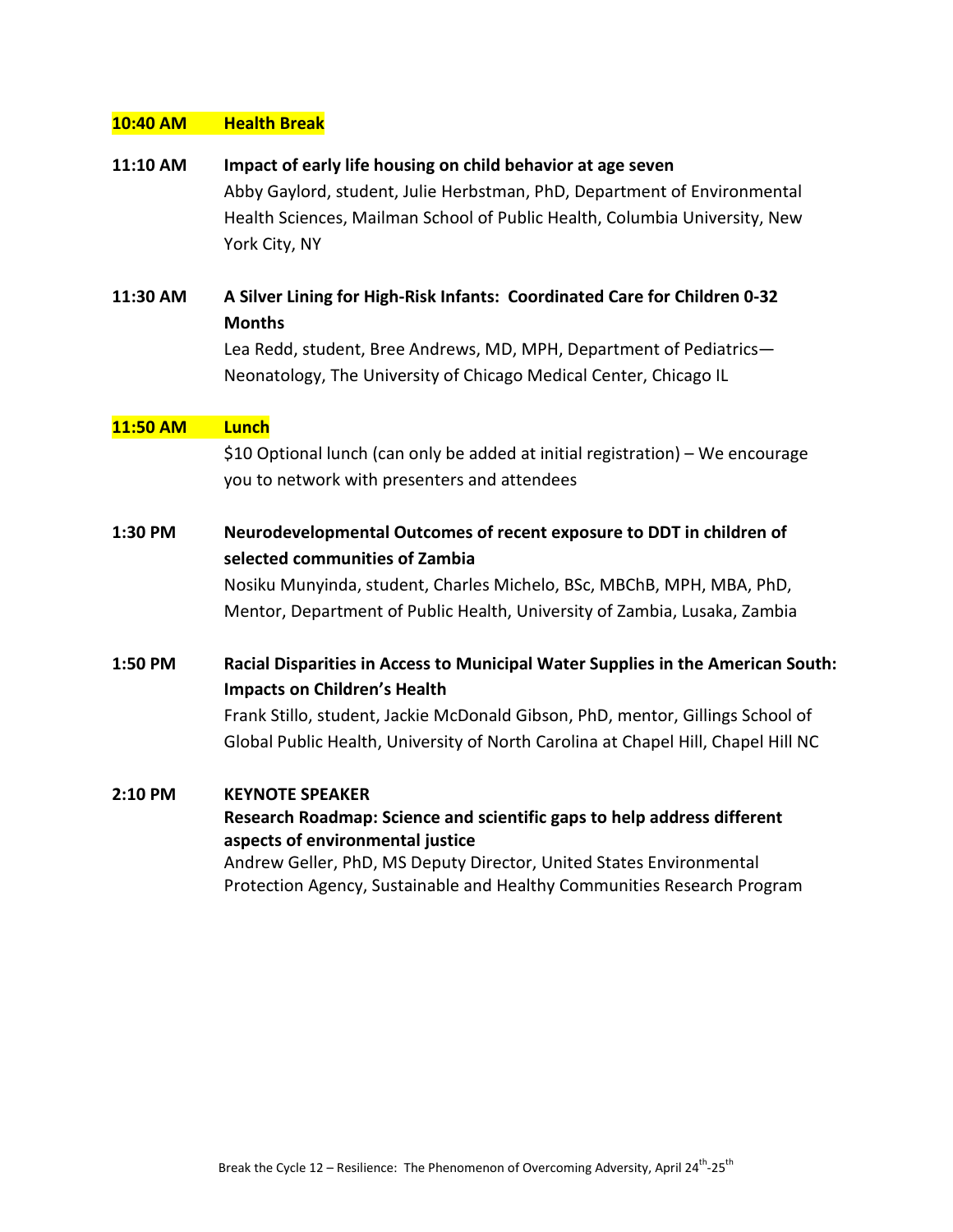**10:40 AM** **Health Break**

**11:10 AM** **Impact of early life housing on child behavior at age seven**
Abby Gaylord, student, Julie Herbstman, PhD, Department of Environmental Health Sciences, Mailman School of Public Health, Columbia University, New York City, NY

**11:30 AM** **A Silver Lining for High-Risk Infants: Coordinated Care for Children 0-32 Months**
Lea Redd, student, Bree Andrews, MD, MPH, Department of Pediatrics—Neonatology, The University of Chicago Medical Center, Chicago IL

**11:50 AM** **Lunch**
$10 Optional lunch (can only be added at initial registration) – We encourage you to network with presenters and attendees

**1:30 PM** **Neurodevelopmental Outcomes of recent exposure to DDT in children of selected communities of Zambia**
Nosiku Munyinda, student, Charles Michelo, BSc, MBChB, MPH, MBA, PhD, Mentor, Department of Public Health, University of Zambia, Lusaka, Zambia

**1:50 PM** **Racial Disparities in Access to Municipal Water Supplies in the American South: Impacts on Children's Health**
Frank Stillo, student, Jackie McDonald Gibson, PhD, mentor, Gillings School of Global Public Health, University of North Carolina at Chapel Hill, Chapel Hill NC

**2:10 PM** **KEYNOTE SPEAKER**
**Research Roadmap: Science and scientific gaps to help address different aspects of environmental justice**
Andrew Geller, PhD, MS Deputy Director, United States Environmental Protection Agency, Sustainable and Healthy Communities Research Program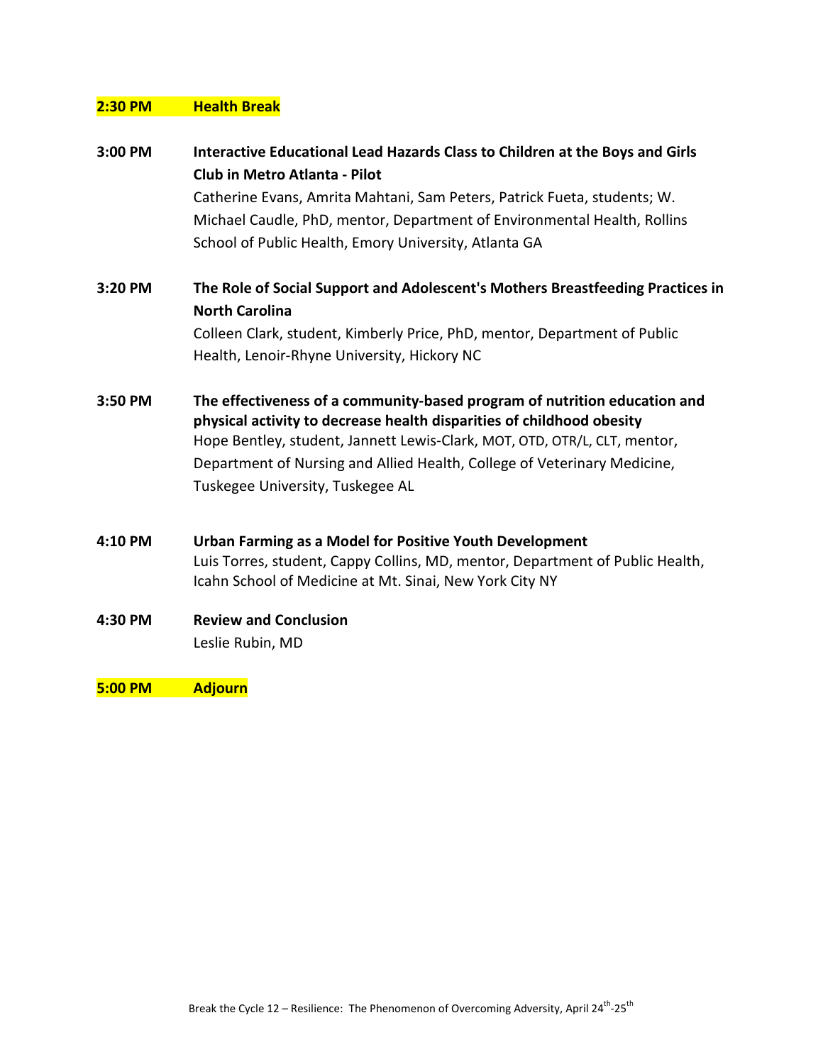**2:30 PM** **Health Break**

**3:00 PM** **Interactive Educational Lead Hazards Class to Children at the Boys and Girls Club in Metro Atlanta - Pilot**
Catherine Evans, Amrita Mahtani, Sam Peters, Patrick Fueta, students; W. Michael Caudle, PhD, mentor, Department of Environmental Health, Rollins School of Public Health, Emory University, Atlanta GA

**3:20 PM** **The Role of Social Support and Adolescent's Mothers Breastfeeding Practices in North Carolina**
Colleen Clark, student, Kimberly Price, PhD, mentor, Department of Public Health, Lenoir-Rhyne University, Hickory NC

**3:50 PM** **The effectiveness of a community-based program of nutrition education and physical activity to decrease health disparities of childhood obesity**
Hope Bentley, student, Jannett Lewis-Clark, MOT, OTD, OTR/L, CLT, mentor, Department of Nursing and Allied Health, College of Veterinary Medicine, Tuskegee University, Tuskegee AL

**4:10 PM** **Urban Farming as a Model for Positive Youth Development**
Luis Torres, student, Cappy Collins, MD, mentor, Department of Public Health, Icahn School of Medicine at Mt. Sinai, New York City NY

**4:30 PM** **Review and Conclusion**
Leslie Rubin, MD

**5:00 PM** **Adjourn**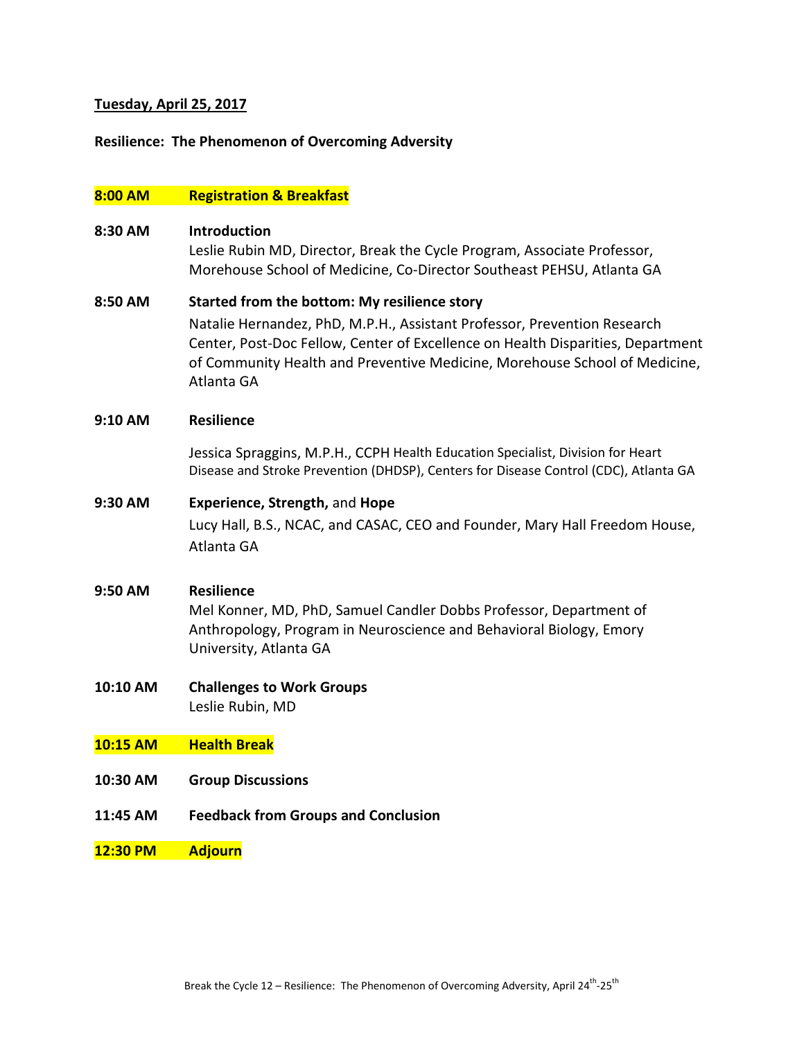**Tuesday, April 25, 2017**

**Resilience: The Phenomenon of Overcoming Adversity**

**8:00 AM** **Registration & Breakfast**

**8:30 AM** **Introduction**
Leslie Rubin MD, Director, Break the Cycle Program, Associate Professor, Morehouse School of Medicine, Co-Director Southeast PEHSU, Atlanta GA

**8:50 AM** **Started from the bottom: My resilience story**
Natalie Hernandez, PhD, M.P.H., Assistant Professor, Prevention Research Center, Post-Doc Fellow, Center of Excellence on Health Disparities, Department of Community Health and Preventive Medicine, Morehouse School of Medicine, Atlanta GA

**9:10 AM** **Resilience**
Jessica Spraggins, M.P.H., CCPH Health Education Specialist, Division for Heart Disease and Stroke Prevention (DHDSP), Centers for Disease Control (CDC), Atlanta GA

**9:30 AM** **Experience, Strength,** and **Hope**
Lucy Hall, B.S., NCAC, and CASAC, CEO and Founder, Mary Hall Freedom House, Atlanta GA

**9:50 AM** **Resilience**
Mel Konner, MD, PhD, Samuel Candler Dobbs Professor, Department of Anthropology, Program in Neuroscience and Behavioral Biology, Emory University, Atlanta GA

**10:10 AM** **Challenges to Work Groups**
Leslie Rubin, MD

**10:15 AM** **Health Break**

**10:30 AM** **Group Discussions**

**11:45 AM** **Feedback from Groups and Conclusion**

**12:30 PM** **Adjourn**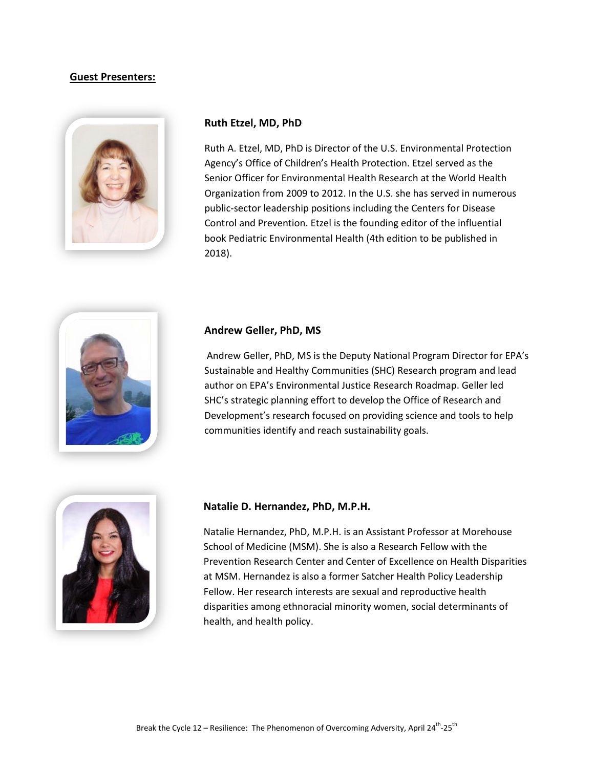## Guest Presenters:

### Ruth Etzel, MD, PhD

Ruth A. Etzel, MD, PhD is Director of the U.S. Environmental Protection Agency's Office of Children's Health Protection. Etzel served as the Senior Officer for Environmental Health Research at the World Health Organization from 2009 to 2012. In the U.S. she has served in numerous public-sector leadership positions including the Centers for Disease Control and Prevention. Etzel is the founding editor of the influential book Pediatric Environmental Health (4th edition to be published in 2018).

### Andrew Geller, PhD, MS

Andrew Geller, PhD, MS is the Deputy National Program Director for EPA's Sustainable and Healthy Communities (SHC) Research program and lead author on EPA's Environmental Justice Research Roadmap. Geller led SHC's strategic planning effort to develop the Office of Research and Development's research focused on providing science and tools to help communities identify and reach sustainability goals.

### Natalie D. Hernandez, PhD, M.P.H.

Natalie Hernandez, PhD, M.P.H. is an Assistant Professor at Morehouse School of Medicine (MSM). She is also a Research Fellow with the Prevention Research Center and Center of Excellence on Health Disparities at MSM. Hernandez is also a former Satcher Health Policy Leadership Fellow. Her research interests are sexual and reproductive health disparities among ethnoracial minority women, social determinants of health, and health policy.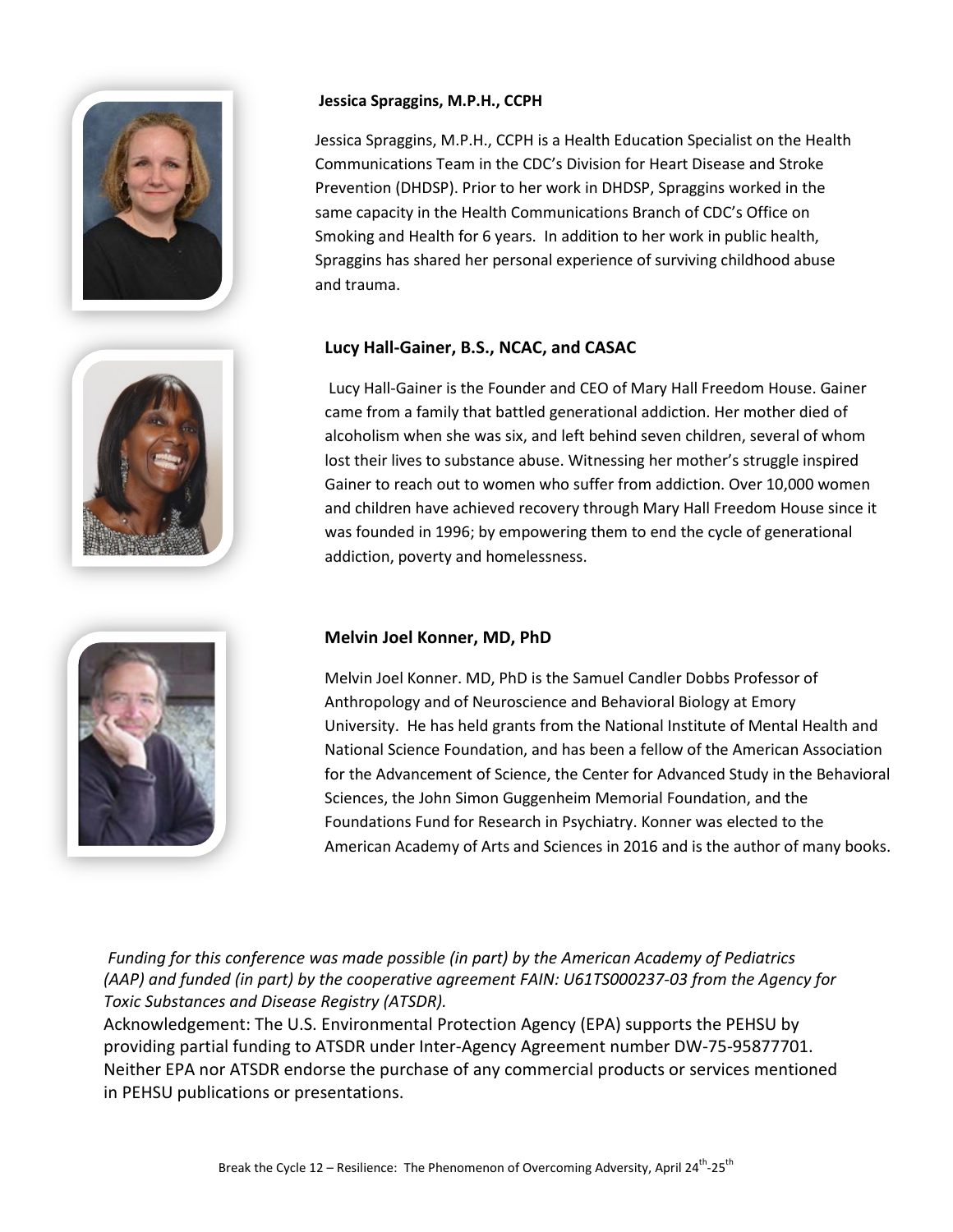**Jessica Spraggins, M.P.H., CCPH**

Jessica Spraggins, M.P.H., CCPH is a Health Education Specialist on the Health Communications Team in the CDC's Division for Heart Disease and Stroke Prevention (DHDSP). Prior to her work in DHDSP, Spraggins worked in the same capacity in the Health Communications Branch of CDC's Office on Smoking and Health for 6 years. In addition to her work in public health, Spraggins has shared her personal experience of surviving childhood abuse and trauma.

**Lucy Hall-Gainer, B.S., NCAC, and CASAC**

Lucy Hall-Gainer is the Founder and CEO of Mary Hall Freedom House. Gainer came from a family that battled generational addiction. Her mother died of alcoholism when she was six, and left behind seven children, several of whom lost their lives to substance abuse. Witnessing her mother's struggle inspired Gainer to reach out to women who suffer from addiction. Over 10,000 women and children have achieved recovery through Mary Hall Freedom House since it was founded in 1996; by empowering them to end the cycle of generational addiction, poverty and homelessness.

**Melvin Joel Konner, MD, PhD**

Melvin Joel Konner. MD, PhD is the Samuel Candler Dobbs Professor of Anthropology and of Neuroscience and Behavioral Biology at Emory University. He has held grants from the National Institute of Mental Health and National Science Foundation, and has been a fellow of the American Association for the Advancement of Science, the Center for Advanced Study in the Behavioral Sciences, the John Simon Guggenheim Memorial Foundation, and the Foundations Fund for Research in Psychiatry. Konner was elected to the American Academy of Arts and Sciences in 2016 and is the author of many books.

*Funding for this conference was made possible (in part) by the American Academy of Pediatrics (AAP) and funded (in part) by the cooperative agreement FAIN: U61TS000237-03 from the Agency for Toxic Substances and Disease Registry (ATSDR).*

Acknowledgement: The U.S. Environmental Protection Agency (EPA) supports the PEHSU by providing partial funding to ATSDR under Inter-Agency Agreement number DW-75-95877701. Neither EPA nor ATSDR endorse the purchase of any commercial products or services mentioned in PEHSU publications or presentations.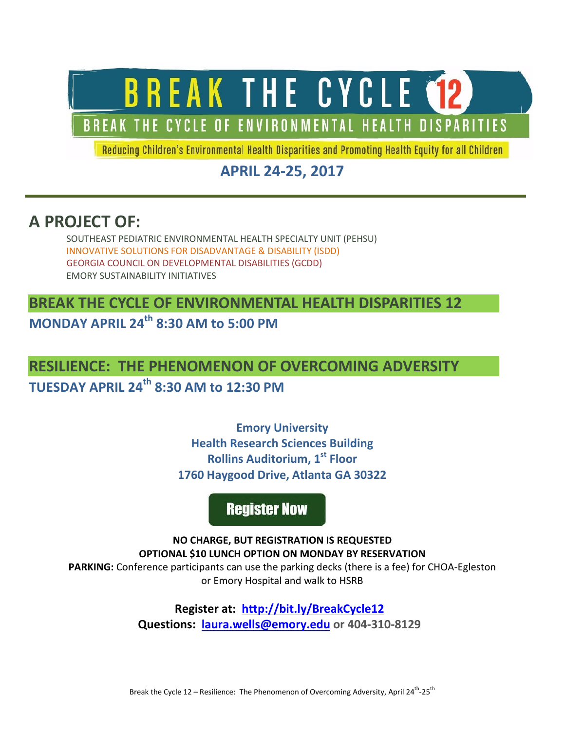# BREAK THE CYCLE 12

## BREAK THE CYCLE OF ENVIRONMENTAL HEALTH DISPARITIES

Reducing Children's Environmental Health Disparities and Promoting Health Equity for all Children

**APRIL 24-25, 2017**

---

## A PROJECT OF:

SOUTHEAST PEDIATRIC ENVIRONMENTAL HEALTH SPECIALTY UNIT (PEHSU)
INNOVATIVE SOLUTIONS FOR DISADVANTAGE & DISABILITY (ISDD)
GEORGIA COUNCIL ON DEVELOPMENTAL DISABILITIES (GCDD)
EMORY SUSTAINABILITY INITIATIVES

## BREAK THE CYCLE OF ENVIRONMENTAL HEALTH DISPARITIES 12

**MONDAY APRIL 24th 8:30 AM to 5:00 PM**

## RESILIENCE: THE PHENOMENON OF OVERCOMING ADVERSITY

**TUESDAY APRIL 24th 8:30 AM to 12:30 PM**

**Emory University**
**Health Research Sciences Building**
**Rollins Auditorium, 1st Floor**
**1760 Haygood Drive, Atlanta GA 30322**

**Register Now**

**NO CHARGE, BUT REGISTRATION IS REQUESTED**
**OPTIONAL $10 LUNCH OPTION ON MONDAY BY RESERVATION**

**PARKING:** Conference participants can use the parking decks (there is a fee) for CHOA-Egleston or Emory Hospital and walk to HSRB

**Register at: http://bit.ly/BreakCycle12**
**Questions: laura.wells@emory.edu or 404-310-8129**